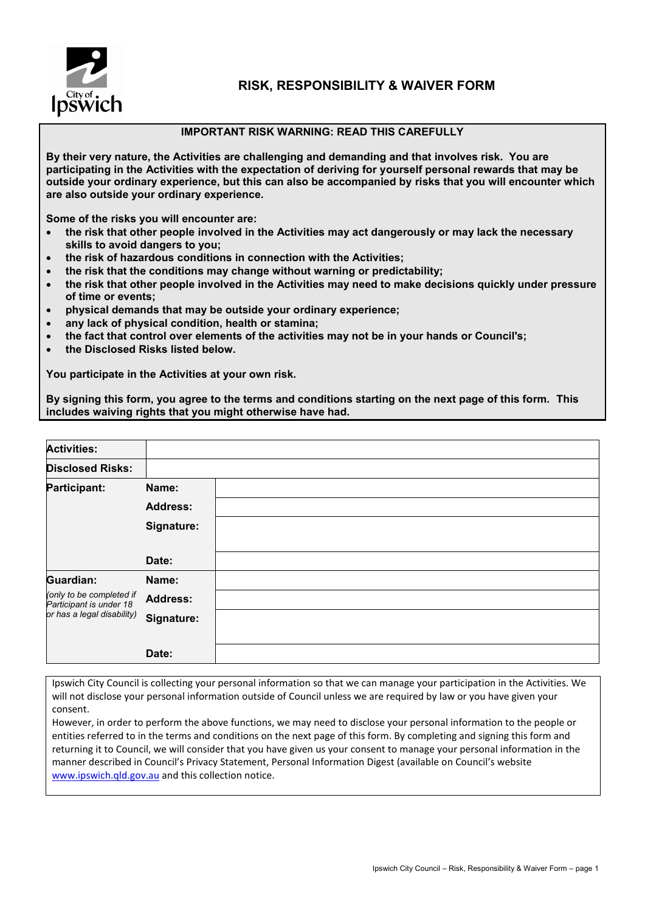City of Ipswich

# RISK, RESPONSIBILITY & WAIVER FORM

**IMPORTANT RISK WARNING: READ THIS CAREFULLY**

**By their very nature, the Activities are challenging and demanding and that involves risk. You are participating in the Activities with the expectation of deriving for yourself personal rewards that may be outside your ordinary experience, but this can also be accompanied by risks that you will encounter which are also outside your ordinary experience.**

**Some of the risks you will encounter are:**

- **the risk that other people involved in the Activities may act dangerously or may lack the necessary skills to avoid dangers to you;**
- **the risk of hazardous conditions in connection with the Activities;**
- **the risk that the conditions may change without warning or predictability;**
- **the risk that other people involved in the Activities may need to make decisions quickly under pressure of time or events;**
- **physical demands that may be outside your ordinary experience;**
- **any lack of physical condition, health or stamina;**
- **the fact that control over elements of the activities may not be in your hands or Council's;**
- **the Disclosed Risks listed below.**

**You participate in the Activities at your own risk.**

**By signing this form, you agree to the terms and conditions starting on the next page of this form. This includes waiving rights that you might otherwise have had.**

| **Activities:** | | |
|---|---|---|
| **Disclosed Risks:** | | |
| **Participant:** | **Name:** | |
| | **Address:** | |
| | **Signature:** | |
| | **Date:** | |
| **Guardian:** | **Name:** | |
| *(only to be completed if Participant is under 18 or has a legal disability)* | **Address:** | |
| | **Signature:** | |
| | **Date:** | |

Ipswich City Council is collecting your personal information so that we can manage your participation in the Activities. We will not disclose your personal information outside of Council unless we are required by law or you have given your consent.

However, in order to perform the above functions, we may need to disclose your personal information to the people or entities referred to in the terms and conditions on the next page of this form. By completing and signing this form and returning it to Council, we will consider that you have given us your consent to manage your personal information in the manner described in Council's Privacy Statement, Personal Information Digest (available on Council's website www.ipswich.qld.gov.au and this collection notice.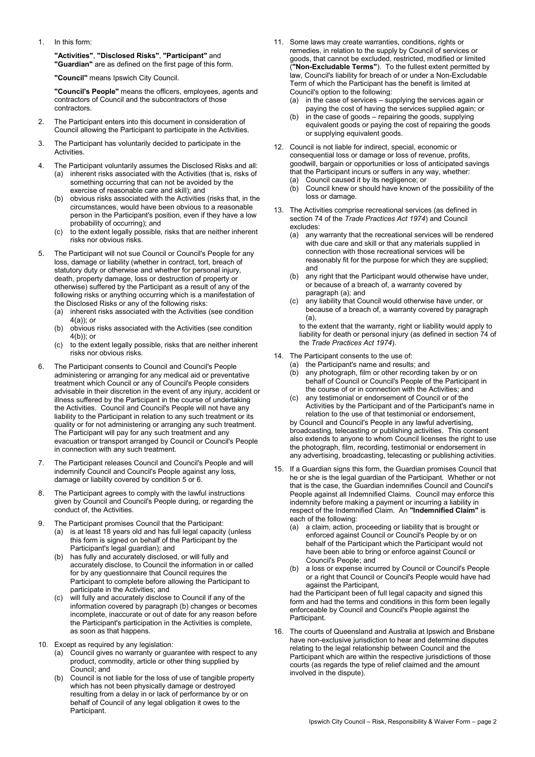1. In this form:

   **"Activities"**, **"Disclosed Risks"**, **"Participant"** and **"Guardian"** are as defined on the first page of this form.

   **"Council"** means Ipswich City Council.

   **"Council's People"** means the officers, employees, agents and contractors of Council and the subcontractors of those contractors.

2. The Participant enters into this document in consideration of Council allowing the Participant to participate in the Activities.

3. The Participant has voluntarily decided to participate in the Activities.

4. The Participant voluntarily assumes the Disclosed Risks and all:
   (a) inherent risks associated with the Activities (that is, risks of something occurring that can not be avoided by the exercise of reasonable care and skill); and
   (b) obvious risks associated with the Activities (risks that, in the circumstances, would have been obvious to a reasonable person in the Participant's position, even if they have a low probability of occurring); and
   (c) to the extent legally possible, risks that are neither inherent risks nor obvious risks.

5. The Participant will not sue Council or Council's People for any loss, damage or liability (whether in contract, tort, breach of statutory duty or otherwise and whether for personal injury, death, property damage, loss or destruction of property or otherwise) suffered by the Participant as a result of any of the following risks or anything occurring which is a manifestation of the Disclosed Risks or any of the following risks:
   (a) inherent risks associated with the Activities (see condition 4(a)); or
   (b) obvious risks associated with the Activities (see condition 4(b)); or
   (c) to the extent legally possible, risks that are neither inherent risks nor obvious risks.

6. The Participant consents to Council and Council's People administering or arranging for any medical aid or preventative treatment which Council or any of Council's People considers advisable in their discretion in the event of any injury, accident or illness suffered by the Participant in the course of undertaking the Activities. Council and Council's People will not have any liability to the Participant in relation to any such treatment or its quality or for not administering or arranging any such treatment. The Participant will pay for any such treatment and any evacuation or transport arranged by Council or Council's People in connection with any such treatment.

7. The Participant releases Council and Council's People and will indemnify Council and Council's People against any loss, damage or liability covered by condition 5 or 6.

8. The Participant agrees to comply with the lawful instructions given by Council and Council's People during, or regarding the conduct of, the Activities.

9. The Participant promises Council that the Participant:
   (a) is at least 18 years old and has full legal capacity (unless this form is signed on behalf of the Participant by the Participant's legal guardian); and
   (b) has fully and accurately disclosed, or will fully and accurately disclose, to Council the information in or called for by any questionnaire that Council requires the Participant to complete before allowing the Participant to participate in the Activities; and
   (c) will fully and accurately disclose to Council if any of the information covered by paragraph (b) changes or becomes incomplete, inaccurate or out of date for any reason before the Participant's participation in the Activities is complete, as soon as that happens.

10. Except as required by any legislation:
    (a) Council gives no warranty or guarantee with respect to any product, commodity, article or other thing supplied by Council; and
    (b) Council is not liable for the loss of use of tangible property which has not been physically damage or destroyed resulting from a delay in or lack of performance by or on behalf of Council of any legal obligation it owes to the Participant.

11. Some laws may create warranties, conditions, rights or remedies, in relation to the supply by Council of services or goods, that cannot be excluded, restricted, modified or limited (**"Non-Excludable Terms"**). To the fullest extent permitted by law, Council's liability for breach of or under a Non-Excludable Term of which the Participant has the benefit is limited at Council's option to the following:
    (a) in the case of services – supplying the services again or paying the cost of having the services supplied again; or
    (b) in the case of goods – repairing the goods, supplying equivalent goods or paying the cost of repairing the goods or supplying equivalent goods.

12. Council is not liable for indirect, special, economic or consequential loss or damage or loss of revenue, profits, goodwill, bargain or opportunities or loss of anticipated savings that the Participant incurs or suffers in any way, whether:
    (a) Council caused it by its negligence; or
    (b) Council knew or should have known of the possibility of the loss or damage.

13. The Activities comprise recreational services (as defined in section 74 of the *Trade Practices Act 1974*) and Council excludes:
    (a) any warranty that the recreational services will be rendered with due care and skill or that any materials supplied in connection with those recreational services will be reasonably fit for the purpose for which they are supplied; and
    (b) any right that the Participant would otherwise have under, or because of a breach of, a warranty covered by paragraph (a); and
    (c) any liability that Council would otherwise have under, or because of a breach of, a warranty covered by paragraph (a),

    to the extent that the warranty, right or liability would apply to liability for death or personal injury (as defined in section 74 of the *Trade Practices Act 1974*).

14. The Participant consents to the use of:
    (a) the Participant's name and results; and
    (b) any photograph, film or other recording taken by or on behalf of Council or Council's People of the Participant in the course of or in connection with the Activities; and
    (c) any testimonial or endorsement of Council or of the Activities by the Participant and of the Participant's name in relation to the use of that testimonial or endorsement,

    by Council and Council's People in any lawful advertising, broadcasting, telecasting or publishing activities. This consent also extends to anyone to whom Council licenses the right to use the photograph, film, recording, testimonial or endorsement in any advertising, broadcasting, telecasting or publishing activities.

15. If a Guardian signs this form, the Guardian promises Council that he or she is the legal guardian of the Participant. Whether or not that is the case, the Guardian indemnifies Council and Council's People against all Indemnified Claims. Council may enforce this indemnity before making a payment or incurring a liability in respect of the Indemnified Claim. An **"Indemnified Claim"** is each of the following:
    (a) a claim, action, proceeding or liability that is brought or enforced against Council or Council's People by or on behalf of the Participant which the Participant would not have been able to bring or enforce against Council or Council's People; and
    (b) a loss or expense incurred by Council or Council's People or a right that Council or Council's People would have had against the Participant,

    had the Participant been of full legal capacity and signed this form and had the terms and conditions in this form been legally enforceable by Council and Council's People against the Participant.

16. The courts of Queensland and Australia at Ipswich and Brisbane have non-exclusive jurisdiction to hear and determine disputes relating to the legal relationship between Council and the Participant which are within the respective jurisdictions of those courts (as regards the type of relief claimed and the amount involved in the dispute).